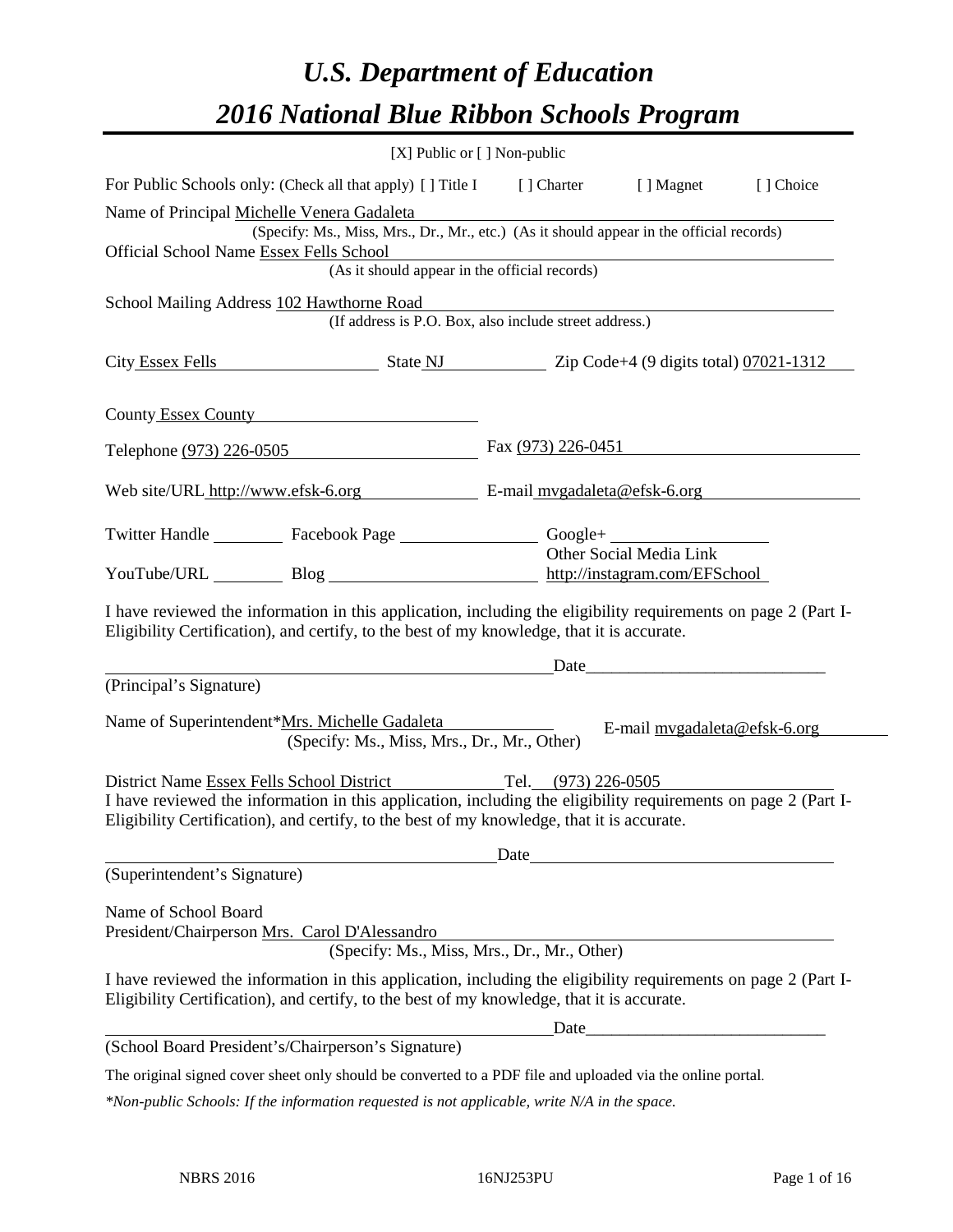# *U.S. Department of Education*

# *2016 National Blue Ribbon Schools Program*

[X] Public or [ ] Non-public

For Public Schools only: (Check all that apply) [ ] Title I [ ] Charter [ ] Magnet [ ] Choice

Name of Principal Michelle Venera Gadaleta
(Specify: Ms., Miss, Mrs., Dr., Mr., etc.) (As it should appear in the official records)

Official School Name Essex Fells School
(As it should appear in the official records)

School Mailing Address 102 Hawthorne Road
(If address is P.O. Box, also include street address.)

City Essex Fells State NJ Zip Code+4 (9 digits total) 07021-1312

County Essex County

Telephone (973) 226-0505 Fax (973) 226-0451

Web site/URL http://www.efsk-6.org E-mail mvgadaleta@efsk-6.org

Twitter Handle ________ Facebook Page ________ Google+ ________

YouTube/URL ________ Blog ________ Other Social Media Link http://instagram.com/EFSchool

I have reviewed the information in this application, including the eligibility requirements on page 2 (Part I-Eligibility Certification), and certify, to the best of my knowledge, that it is accurate.

_______________________________________ Date_____________________

(Principal's Signature)

Name of Superintendent*Mrs. Michelle Gadaleta E-mail mvgadaleta@efsk-6.org
(Specify: Ms., Miss, Mrs., Dr., Mr., Other)

District Name Essex Fells School District Tel. (973) 226-0505

I have reviewed the information in this application, including the eligibility requirements on page 2 (Part I-Eligibility Certification), and certify, to the best of my knowledge, that it is accurate.

_______________________________________ Date_____________________

(Superintendent's Signature)

Name of School Board
President/Chairperson Mrs. Carol D'Alessandro
(Specify: Ms., Miss, Mrs., Dr., Mr., Other)

I have reviewed the information in this application, including the eligibility requirements on page 2 (Part I-Eligibility Certification), and certify, to the best of my knowledge, that it is accurate.

_______________________________________ Date_____________________

(School Board President's/Chairperson's Signature)

The original signed cover sheet only should be converted to a PDF file and uploaded via the online portal.

*\*Non-public Schools: If the information requested is not applicable, write N/A in the space.*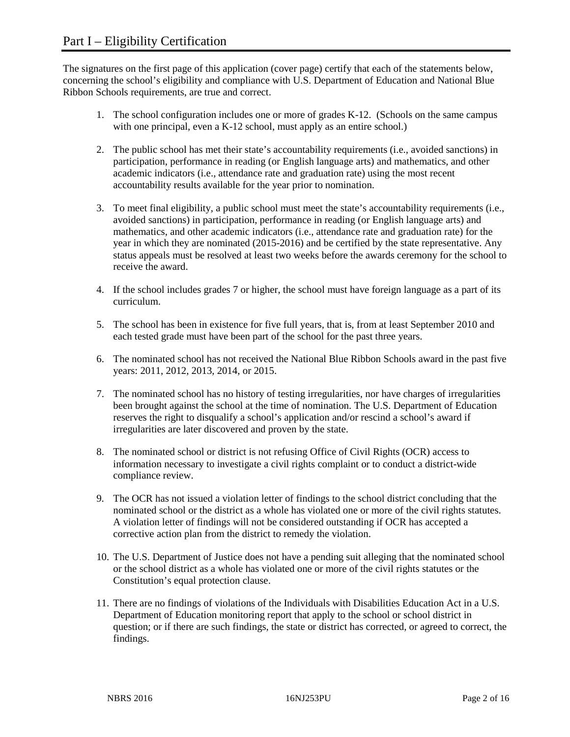# Part I – Eligibility Certification

The signatures on the first page of this application (cover page) certify that each of the statements below, concerning the school's eligibility and compliance with U.S. Department of Education and National Blue Ribbon Schools requirements, are true and correct.

1. The school configuration includes one or more of grades K-12. (Schools on the same campus with one principal, even a K-12 school, must apply as an entire school.)

2. The public school has met their state's accountability requirements (i.e., avoided sanctions) in participation, performance in reading (or English language arts) and mathematics, and other academic indicators (i.e., attendance rate and graduation rate) using the most recent accountability results available for the year prior to nomination.

3. To meet final eligibility, a public school must meet the state's accountability requirements (i.e., avoided sanctions) in participation, performance in reading (or English language arts) and mathematics, and other academic indicators (i.e., attendance rate and graduation rate) for the year in which they are nominated (2015-2016) and be certified by the state representative. Any status appeals must be resolved at least two weeks before the awards ceremony for the school to receive the award.

4. If the school includes grades 7 or higher, the school must have foreign language as a part of its curriculum.

5. The school has been in existence for five full years, that is, from at least September 2010 and each tested grade must have been part of the school for the past three years.

6. The nominated school has not received the National Blue Ribbon Schools award in the past five years: 2011, 2012, 2013, 2014, or 2015.

7. The nominated school has no history of testing irregularities, nor have charges of irregularities been brought against the school at the time of nomination. The U.S. Department of Education reserves the right to disqualify a school's application and/or rescind a school's award if irregularities are later discovered and proven by the state.

8. The nominated school or district is not refusing Office of Civil Rights (OCR) access to information necessary to investigate a civil rights complaint or to conduct a district-wide compliance review.

9. The OCR has not issued a violation letter of findings to the school district concluding that the nominated school or the district as a whole has violated one or more of the civil rights statutes. A violation letter of findings will not be considered outstanding if OCR has accepted a corrective action plan from the district to remedy the violation.

10. The U.S. Department of Justice does not have a pending suit alleging that the nominated school or the school district as a whole has violated one or more of the civil rights statutes or the Constitution's equal protection clause.

11. There are no findings of violations of the Individuals with Disabilities Education Act in a U.S. Department of Education monitoring report that apply to the school or school district in question; or if there are such findings, the state or district has corrected, or agreed to correct, the findings.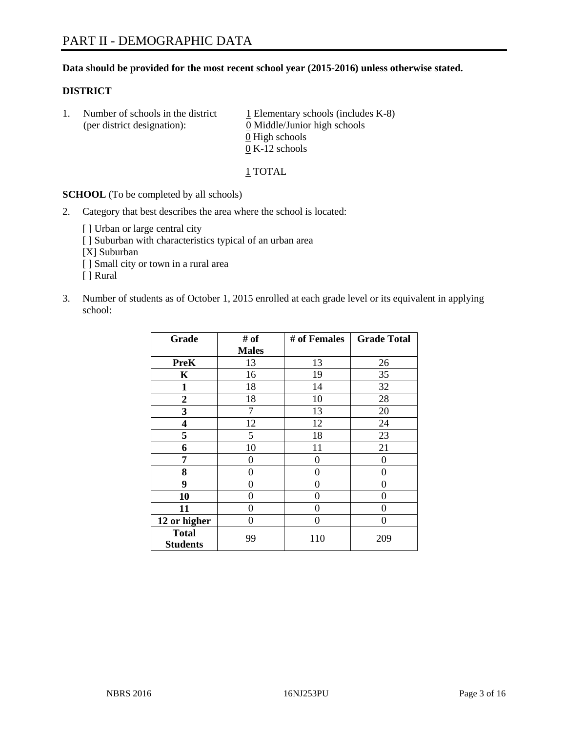# PART II - DEMOGRAPHIC DATA

**Data should be provided for the most recent school year (2015-2016) unless otherwise stated.**

**DISTRICT**

1. Number of schools in the district (per district designation):
   1 Elementary schools (includes K-8)
   0 Middle/Junior high schools
   0 High schools
   0 K-12 schools

   1 TOTAL

**SCHOOL** (To be completed by all schools)

2. Category that best describes the area where the school is located:

   [ ] Urban or large central city
   [ ] Suburban with characteristics typical of an urban area
   [X] Suburban
   [ ] Small city or town in a rural area
   [ ] Rural

3. Number of students as of October 1, 2015 enrolled at each grade level or its equivalent in applying school:

| Grade | # of Males | # of Females | Grade Total |
|---|---|---|---|
| PreK | 13 | 13 | 26 |
| K | 16 | 19 | 35 |
| 1 | 18 | 14 | 32 |
| 2 | 18 | 10 | 28 |
| 3 | 7 | 13 | 20 |
| 4 | 12 | 12 | 24 |
| 5 | 5 | 18 | 23 |
| 6 | 10 | 11 | 21 |
| 7 | 0 | 0 | 0 |
| 8 | 0 | 0 | 0 |
| 9 | 0 | 0 | 0 |
| 10 | 0 | 0 | 0 |
| 11 | 0 | 0 | 0 |
| 12 or higher | 0 | 0 | 0 |
| **Total Students** | 99 | 110 | 209 |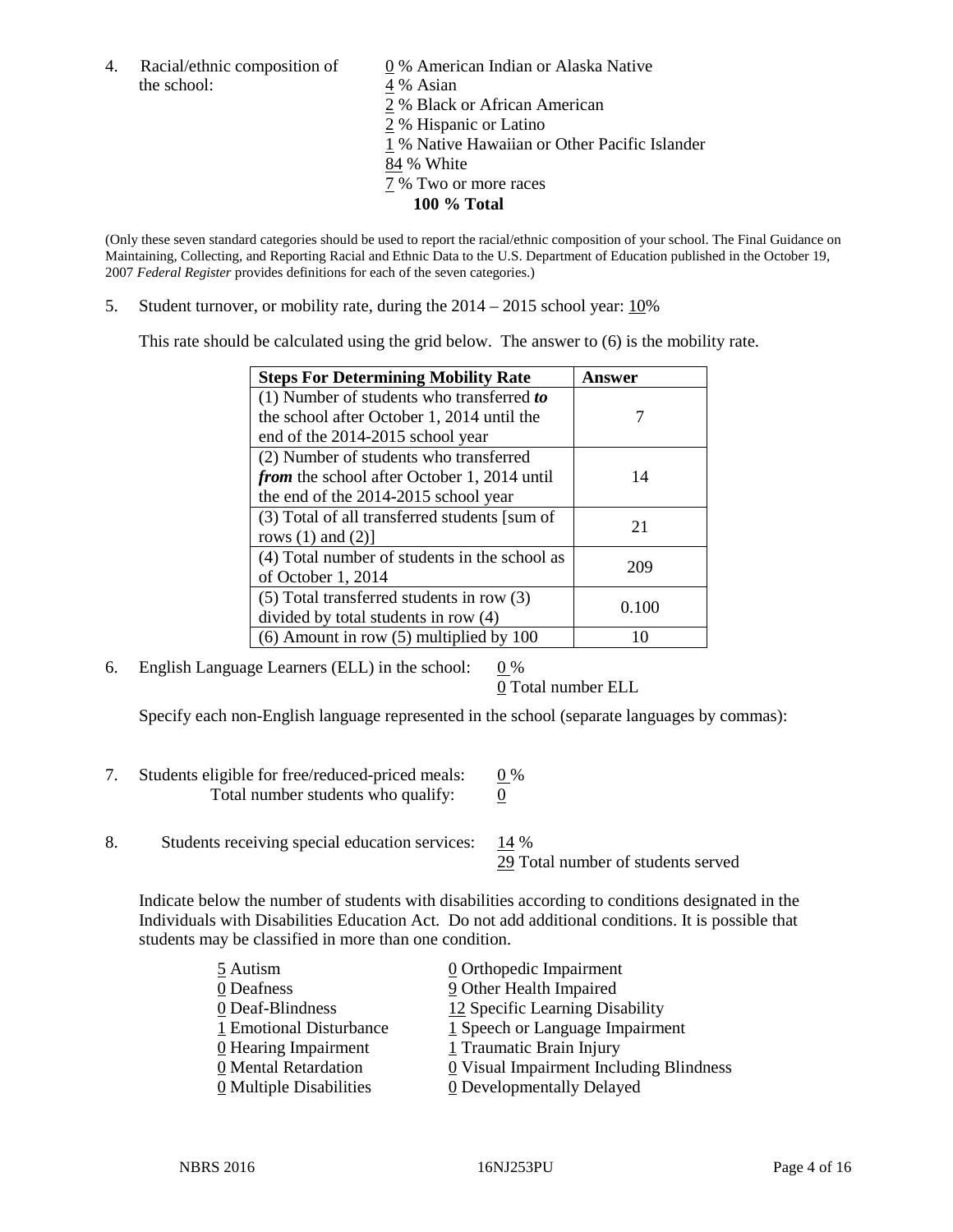4. Racial/ethnic composition of the school:

0 % American Indian or Alaska Native
4 % Asian
2 % Black or African American
2 % Hispanic or Latino
1 % Native Hawaiian or Other Pacific Islander
84 % White
7 % Two or more races
**100 % Total**

(Only these seven standard categories should be used to report the racial/ethnic composition of your school. The Final Guidance on Maintaining, Collecting, and Reporting Racial and Ethnic Data to the U.S. Department of Education published in the October 19, 2007 *Federal Register* provides definitions for each of the seven categories.)

5. Student turnover, or mobility rate, during the 2014 – 2015 school year: 10%

This rate should be calculated using the grid below. The answer to (6) is the mobility rate.

| **Steps For Determining Mobility Rate** | **Answer** |
|---|---|
| (1) Number of students who transferred ***to*** the school after October 1, 2014 until the end of the 2014-2015 school year | 7 |
| (2) Number of students who transferred ***from*** the school after October 1, 2014 until the end of the 2014-2015 school year | 14 |
| (3) Total of all transferred students [sum of rows (1) and (2)] | 21 |
| (4) Total number of students in the school as of October 1, 2014 | 209 |
| (5) Total transferred students in row (3) divided by total students in row (4) | 0.100 |
| (6) Amount in row (5) multiplied by 100 | 10 |

6. English Language Learners (ELL) in the school: 0 %
0 Total number ELL

Specify each non-English language represented in the school (separate languages by commas):

7. Students eligible for free/reduced-priced meals: 0 %
Total number students who qualify: 0

8. Students receiving special education services: 14 %
29 Total number of students served

Indicate below the number of students with disabilities according to conditions designated in the Individuals with Disabilities Education Act. Do not add additional conditions. It is possible that students may be classified in more than one condition.

5 Autism
0 Deafness
0 Deaf-Blindness
1 Emotional Disturbance
0 Hearing Impairment
0 Mental Retardation
0 Multiple Disabilities
0 Orthopedic Impairment
9 Other Health Impaired
12 Specific Learning Disability
1 Speech or Language Impairment
1 Traumatic Brain Injury
0 Visual Impairment Including Blindness
0 Developmentally Delayed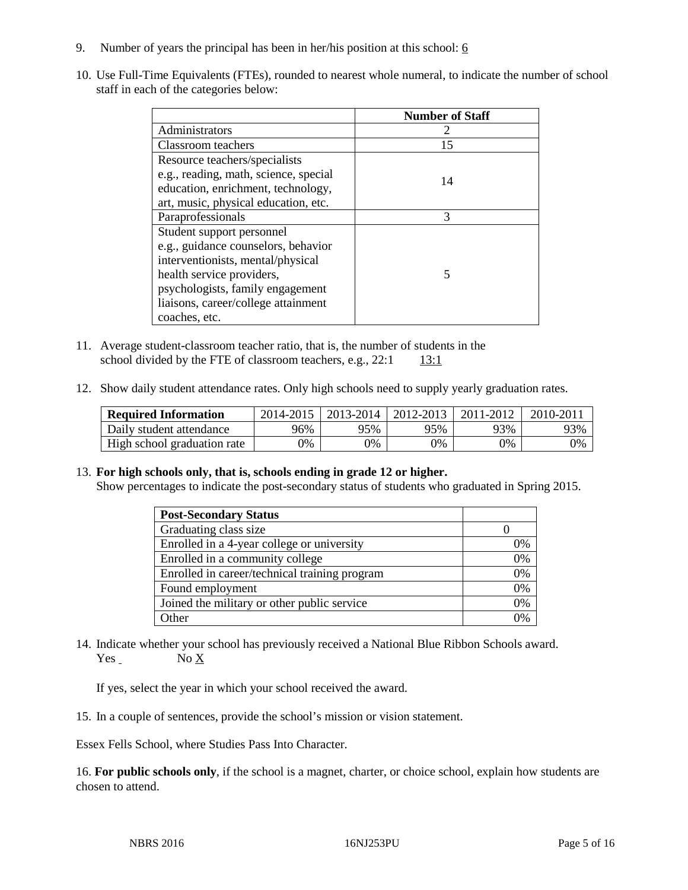9. Number of years the principal has been in her/his position at this school: 6

10. Use Full-Time Equivalents (FTEs), rounded to nearest whole numeral, to indicate the number of school staff in each of the categories below:

| | Number of Staff |
|---|---|
| Administrators | 2 |
| Classroom teachers | 15 |
| Resource teachers/specialists e.g., reading, math, science, special education, enrichment, technology, art, music, physical education, etc. | 14 |
| Paraprofessionals | 3 |
| Student support personnel e.g., guidance counselors, behavior interventionists, mental/physical health service providers, psychologists, family engagement liaisons, career/college attainment coaches, etc. | 5 |

11. Average student-classroom teacher ratio, that is, the number of students in the school divided by the FTE of classroom teachers, e.g., 22:1 13:1

12. Show daily student attendance rates. Only high schools need to supply yearly graduation rates.

| Required Information | 2014-2015 | 2013-2014 | 2012-2013 | 2011-2012 | 2010-2011 |
|---|---|---|---|---|---|
| Daily student attendance | 96% | 95% | 95% | 93% | 93% |
| High school graduation rate | 0% | 0% | 0% | 0% | 0% |

13. **For high schools only, that is, schools ending in grade 12 or higher.**
Show percentages to indicate the post-secondary status of students who graduated in Spring 2015.

| Post-Secondary Status | |
|---|---|
| Graduating class size | 0 |
| Enrolled in a 4-year college or university | 0% |
| Enrolled in a community college | 0% |
| Enrolled in career/technical training program | 0% |
| Found employment | 0% |
| Joined the military or other public service | 0% |
| Other | 0% |

14. Indicate whether your school has previously received a National Blue Ribbon Schools award.
Yes No X

If yes, select the year in which your school received the award.

15. In a couple of sentences, provide the school's mission or vision statement.

Essex Fells School, where Studies Pass Into Character.

16. **For public schools only**, if the school is a magnet, charter, or choice school, explain how students are chosen to attend.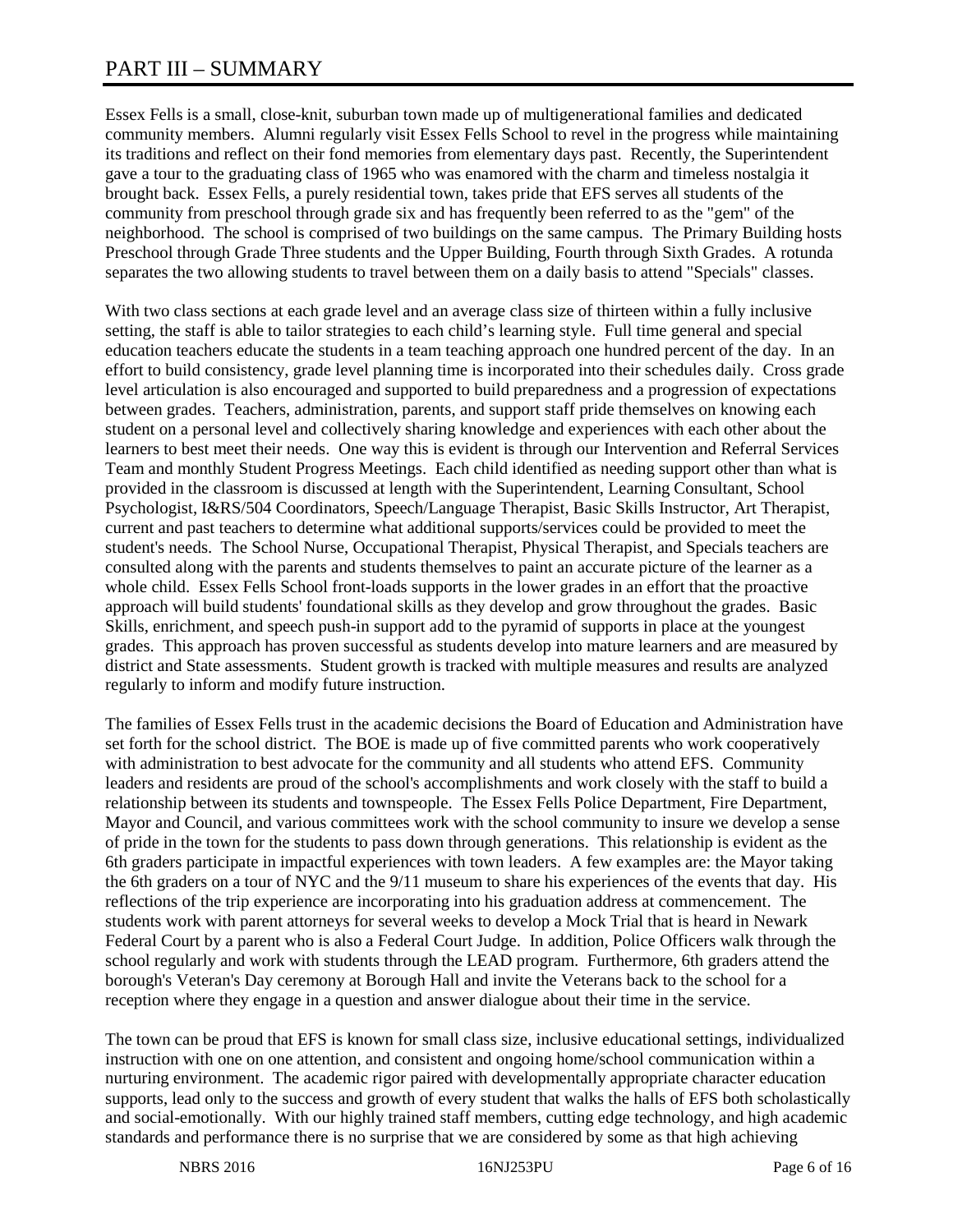# PART III – SUMMARY

Essex Fells is a small, close-knit, suburban town made up of multigenerational families and dedicated community members. Alumni regularly visit Essex Fells School to revel in the progress while maintaining its traditions and reflect on their fond memories from elementary days past. Recently, the Superintendent gave a tour to the graduating class of 1965 who was enamored with the charm and timeless nostalgia it brought back. Essex Fells, a purely residential town, takes pride that EFS serves all students of the community from preschool through grade six and has frequently been referred to as the "gem" of the neighborhood. The school is comprised of two buildings on the same campus. The Primary Building hosts Preschool through Grade Three students and the Upper Building, Fourth through Sixth Grades. A rotunda separates the two allowing students to travel between them on a daily basis to attend "Specials" classes.

With two class sections at each grade level and an average class size of thirteen within a fully inclusive setting, the staff is able to tailor strategies to each child's learning style. Full time general and special education teachers educate the students in a team teaching approach one hundred percent of the day. In an effort to build consistency, grade level planning time is incorporated into their schedules daily. Cross grade level articulation is also encouraged and supported to build preparedness and a progression of expectations between grades. Teachers, administration, parents, and support staff pride themselves on knowing each student on a personal level and collectively sharing knowledge and experiences with each other about the learners to best meet their needs. One way this is evident is through our Intervention and Referral Services Team and monthly Student Progress Meetings. Each child identified as needing support other than what is provided in the classroom is discussed at length with the Superintendent, Learning Consultant, School Psychologist, I&RS/504 Coordinators, Speech/Language Therapist, Basic Skills Instructor, Art Therapist, current and past teachers to determine what additional supports/services could be provided to meet the student's needs. The School Nurse, Occupational Therapist, Physical Therapist, and Specials teachers are consulted along with the parents and students themselves to paint an accurate picture of the learner as a whole child. Essex Fells School front-loads supports in the lower grades in an effort that the proactive approach will build students' foundational skills as they develop and grow throughout the grades. Basic Skills, enrichment, and speech push-in support add to the pyramid of supports in place at the youngest grades. This approach has proven successful as students develop into mature learners and are measured by district and State assessments. Student growth is tracked with multiple measures and results are analyzed regularly to inform and modify future instruction.

The families of Essex Fells trust in the academic decisions the Board of Education and Administration have set forth for the school district. The BOE is made up of five committed parents who work cooperatively with administration to best advocate for the community and all students who attend EFS. Community leaders and residents are proud of the school's accomplishments and work closely with the staff to build a relationship between its students and townspeople. The Essex Fells Police Department, Fire Department, Mayor and Council, and various committees work with the school community to insure we develop a sense of pride in the town for the students to pass down through generations. This relationship is evident as the 6th graders participate in impactful experiences with town leaders. A few examples are: the Mayor taking the 6th graders on a tour of NYC and the 9/11 museum to share his experiences of the events that day. His reflections of the trip experience are incorporating into his graduation address at commencement. The students work with parent attorneys for several weeks to develop a Mock Trial that is heard in Newark Federal Court by a parent who is also a Federal Court Judge. In addition, Police Officers walk through the school regularly and work with students through the LEAD program. Furthermore, 6th graders attend the borough's Veteran's Day ceremony at Borough Hall and invite the Veterans back to the school for a reception where they engage in a question and answer dialogue about their time in the service.

The town can be proud that EFS is known for small class size, inclusive educational settings, individualized instruction with one on one attention, and consistent and ongoing home/school communication within a nurturing environment. The academic rigor paired with developmentally appropriate character education supports, lead only to the success and growth of every student that walks the halls of EFS both scholastically and social-emotionally. With our highly trained staff members, cutting edge technology, and high academic standards and performance there is no surprise that we are considered by some as that high achieving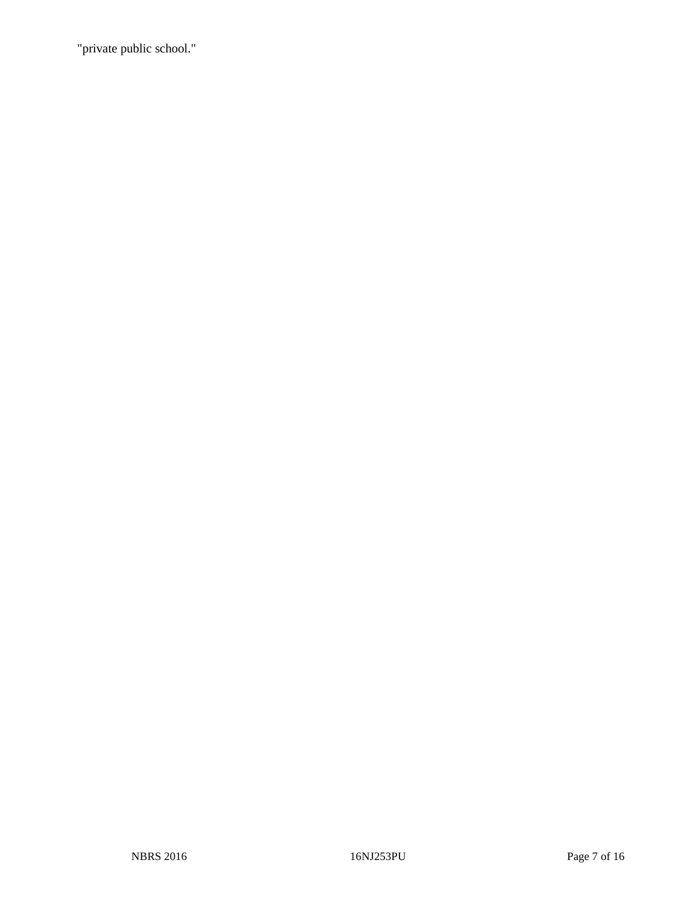"private public school."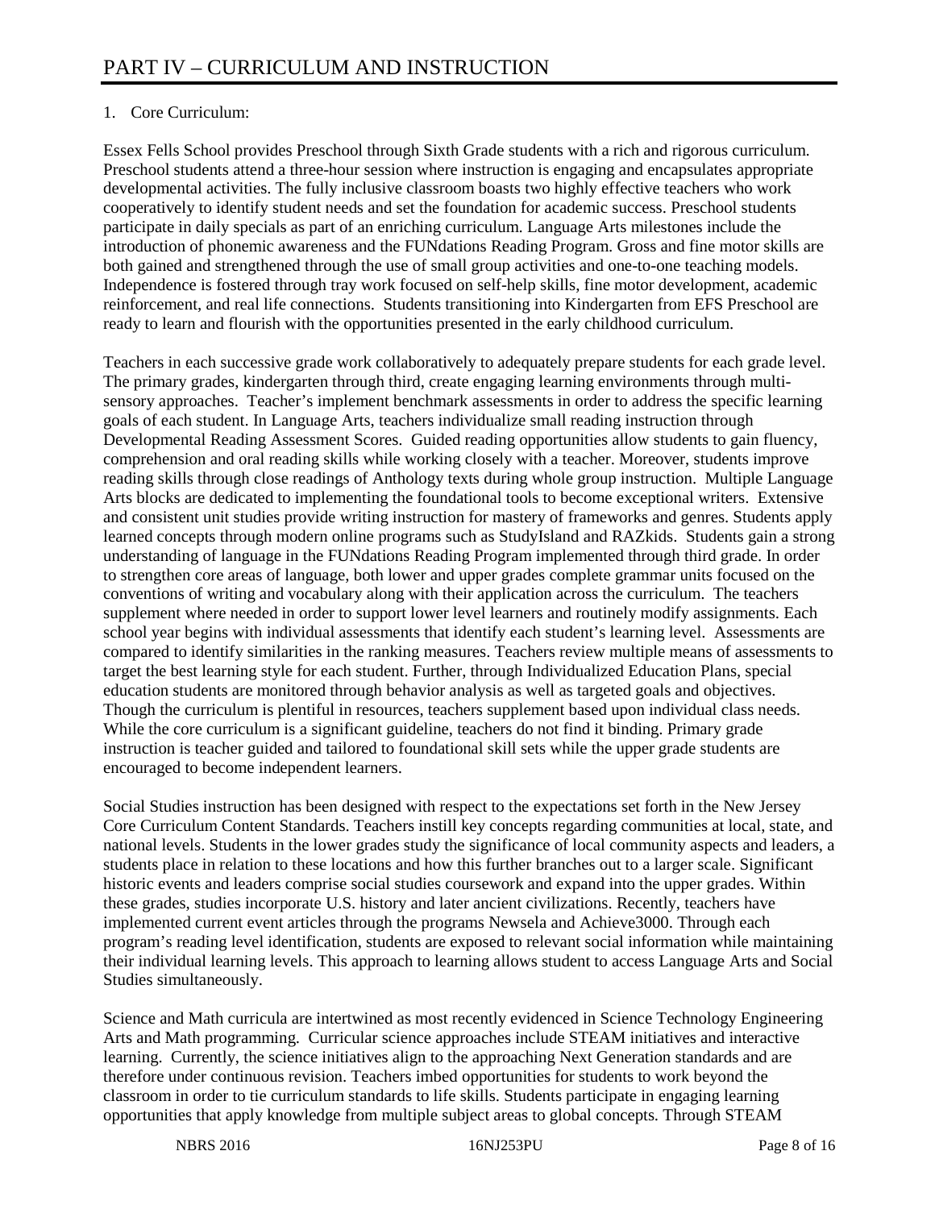# PART IV – CURRICULUM AND INSTRUCTION

1. Core Curriculum:

Essex Fells School provides Preschool through Sixth Grade students with a rich and rigorous curriculum. Preschool students attend a three-hour session where instruction is engaging and encapsulates appropriate developmental activities. The fully inclusive classroom boasts two highly effective teachers who work cooperatively to identify student needs and set the foundation for academic success. Preschool students participate in daily specials as part of an enriching curriculum. Language Arts milestones include the introduction of phonemic awareness and the FUNdations Reading Program. Gross and fine motor skills are both gained and strengthened through the use of small group activities and one-to-one teaching models. Independence is fostered through tray work focused on self-help skills, fine motor development, academic reinforcement, and real life connections. Students transitioning into Kindergarten from EFS Preschool are ready to learn and flourish with the opportunities presented in the early childhood curriculum.

Teachers in each successive grade work collaboratively to adequately prepare students for each grade level. The primary grades, kindergarten through third, create engaging learning environments through multi-sensory approaches. Teacher's implement benchmark assessments in order to address the specific learning goals of each student. In Language Arts, teachers individualize small reading instruction through Developmental Reading Assessment Scores. Guided reading opportunities allow students to gain fluency, comprehension and oral reading skills while working closely with a teacher. Moreover, students improve reading skills through close readings of Anthology texts during whole group instruction. Multiple Language Arts blocks are dedicated to implementing the foundational tools to become exceptional writers. Extensive and consistent unit studies provide writing instruction for mastery of frameworks and genres. Students apply learned concepts through modern online programs such as StudyIsland and RAZkids. Students gain a strong understanding of language in the FUNdations Reading Program implemented through third grade. In order to strengthen core areas of language, both lower and upper grades complete grammar units focused on the conventions of writing and vocabulary along with their application across the curriculum. The teachers supplement where needed in order to support lower level learners and routinely modify assignments. Each school year begins with individual assessments that identify each student's learning level. Assessments are compared to identify similarities in the ranking measures. Teachers review multiple means of assessments to target the best learning style for each student. Further, through Individualized Education Plans, special education students are monitored through behavior analysis as well as targeted goals and objectives. Though the curriculum is plentiful in resources, teachers supplement based upon individual class needs. While the core curriculum is a significant guideline, teachers do not find it binding. Primary grade instruction is teacher guided and tailored to foundational skill sets while the upper grade students are encouraged to become independent learners.

Social Studies instruction has been designed with respect to the expectations set forth in the New Jersey Core Curriculum Content Standards. Teachers instill key concepts regarding communities at local, state, and national levels. Students in the lower grades study the significance of local community aspects and leaders, a students place in relation to these locations and how this further branches out to a larger scale. Significant historic events and leaders comprise social studies coursework and expand into the upper grades. Within these grades, studies incorporate U.S. history and later ancient civilizations. Recently, teachers have implemented current event articles through the programs Newsela and Achieve3000. Through each program's reading level identification, students are exposed to relevant social information while maintaining their individual learning levels. This approach to learning allows student to access Language Arts and Social Studies simultaneously.

Science and Math curricula are intertwined as most recently evidenced in Science Technology Engineering Arts and Math programming. Curricular science approaches include STEAM initiatives and interactive learning. Currently, the science initiatives align to the approaching Next Generation standards and are therefore under continuous revision. Teachers imbed opportunities for students to work beyond the classroom in order to tie curriculum standards to life skills. Students participate in engaging learning opportunities that apply knowledge from multiple subject areas to global concepts. Through STEAM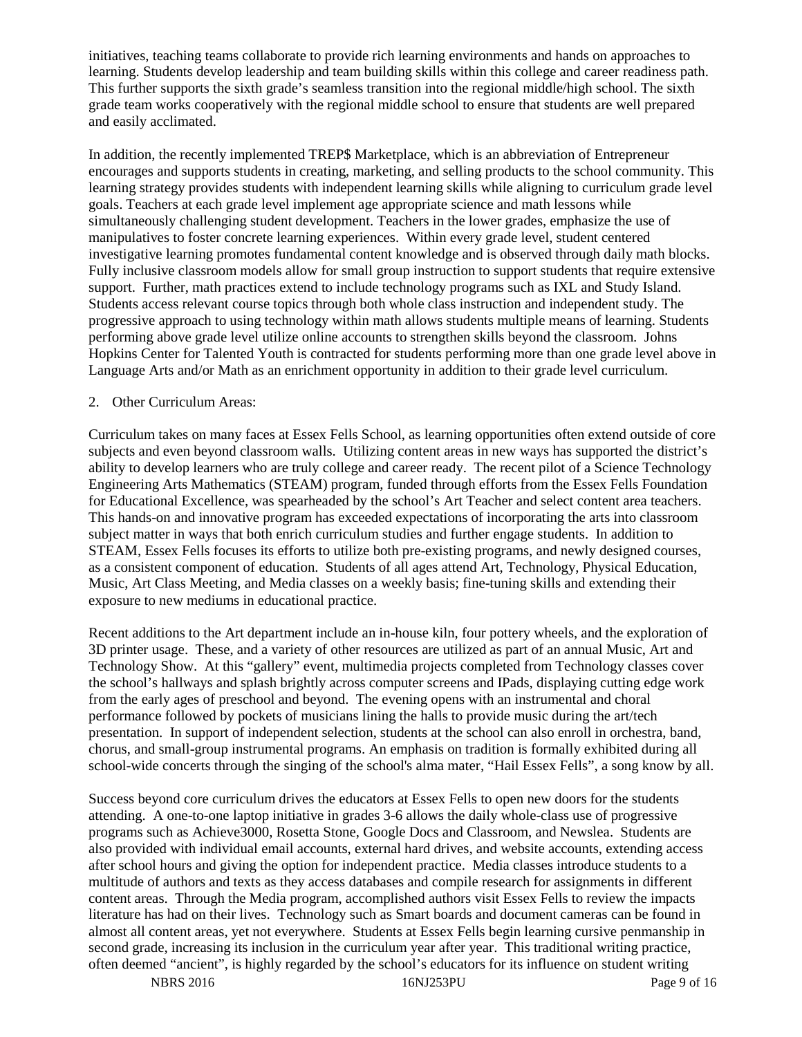initiatives, teaching teams collaborate to provide rich learning environments and hands on approaches to learning. Students develop leadership and team building skills within this college and career readiness path. This further supports the sixth grade's seamless transition into the regional middle/high school. The sixth grade team works cooperatively with the regional middle school to ensure that students are well prepared and easily acclimated.

In addition, the recently implemented TREP$ Marketplace, which is an abbreviation of Entrepreneur encourages and supports students in creating, marketing, and selling products to the school community. This learning strategy provides students with independent learning skills while aligning to curriculum grade level goals. Teachers at each grade level implement age appropriate science and math lessons while simultaneously challenging student development. Teachers in the lower grades, emphasize the use of manipulatives to foster concrete learning experiences. Within every grade level, student centered investigative learning promotes fundamental content knowledge and is observed through daily math blocks. Fully inclusive classroom models allow for small group instruction to support students that require extensive support. Further, math practices extend to include technology programs such as IXL and Study Island. Students access relevant course topics through both whole class instruction and independent study. The progressive approach to using technology within math allows students multiple means of learning. Students performing above grade level utilize online accounts to strengthen skills beyond the classroom. Johns Hopkins Center for Talented Youth is contracted for students performing more than one grade level above in Language Arts and/or Math as an enrichment opportunity in addition to their grade level curriculum.

2. Other Curriculum Areas:

Curriculum takes on many faces at Essex Fells School, as learning opportunities often extend outside of core subjects and even beyond classroom walls. Utilizing content areas in new ways has supported the district's ability to develop learners who are truly college and career ready. The recent pilot of a Science Technology Engineering Arts Mathematics (STEAM) program, funded through efforts from the Essex Fells Foundation for Educational Excellence, was spearheaded by the school's Art Teacher and select content area teachers. This hands-on and innovative program has exceeded expectations of incorporating the arts into classroom subject matter in ways that both enrich curriculum studies and further engage students. In addition to STEAM, Essex Fells focuses its efforts to utilize both pre-existing programs, and newly designed courses, as a consistent component of education. Students of all ages attend Art, Technology, Physical Education, Music, Art Class Meeting, and Media classes on a weekly basis; fine-tuning skills and extending their exposure to new mediums in educational practice.

Recent additions to the Art department include an in-house kiln, four pottery wheels, and the exploration of 3D printer usage. These, and a variety of other resources are utilized as part of an annual Music, Art and Technology Show. At this "gallery" event, multimedia projects completed from Technology classes cover the school's hallways and splash brightly across computer screens and IPads, displaying cutting edge work from the early ages of preschool and beyond. The evening opens with an instrumental and choral performance followed by pockets of musicians lining the halls to provide music during the art/tech presentation. In support of independent selection, students at the school can also enroll in orchestra, band, chorus, and small-group instrumental programs. An emphasis on tradition is formally exhibited during all school-wide concerts through the singing of the school's alma mater, "Hail Essex Fells", a song know by all.

Success beyond core curriculum drives the educators at Essex Fells to open new doors for the students attending. A one-to-one laptop initiative in grades 3-6 allows the daily whole-class use of progressive programs such as Achieve3000, Rosetta Stone, Google Docs and Classroom, and Newslea. Students are also provided with individual email accounts, external hard drives, and website accounts, extending access after school hours and giving the option for independent practice. Media classes introduce students to a multitude of authors and texts as they access databases and compile research for assignments in different content areas. Through the Media program, accomplished authors visit Essex Fells to review the impacts literature has had on their lives. Technology such as Smart boards and document cameras can be found in almost all content areas, yet not everywhere. Students at Essex Fells begin learning cursive penmanship in second grade, increasing its inclusion in the curriculum year after year. This traditional writing practice, often deemed "ancient", is highly regarded by the school's educators for its influence on student writing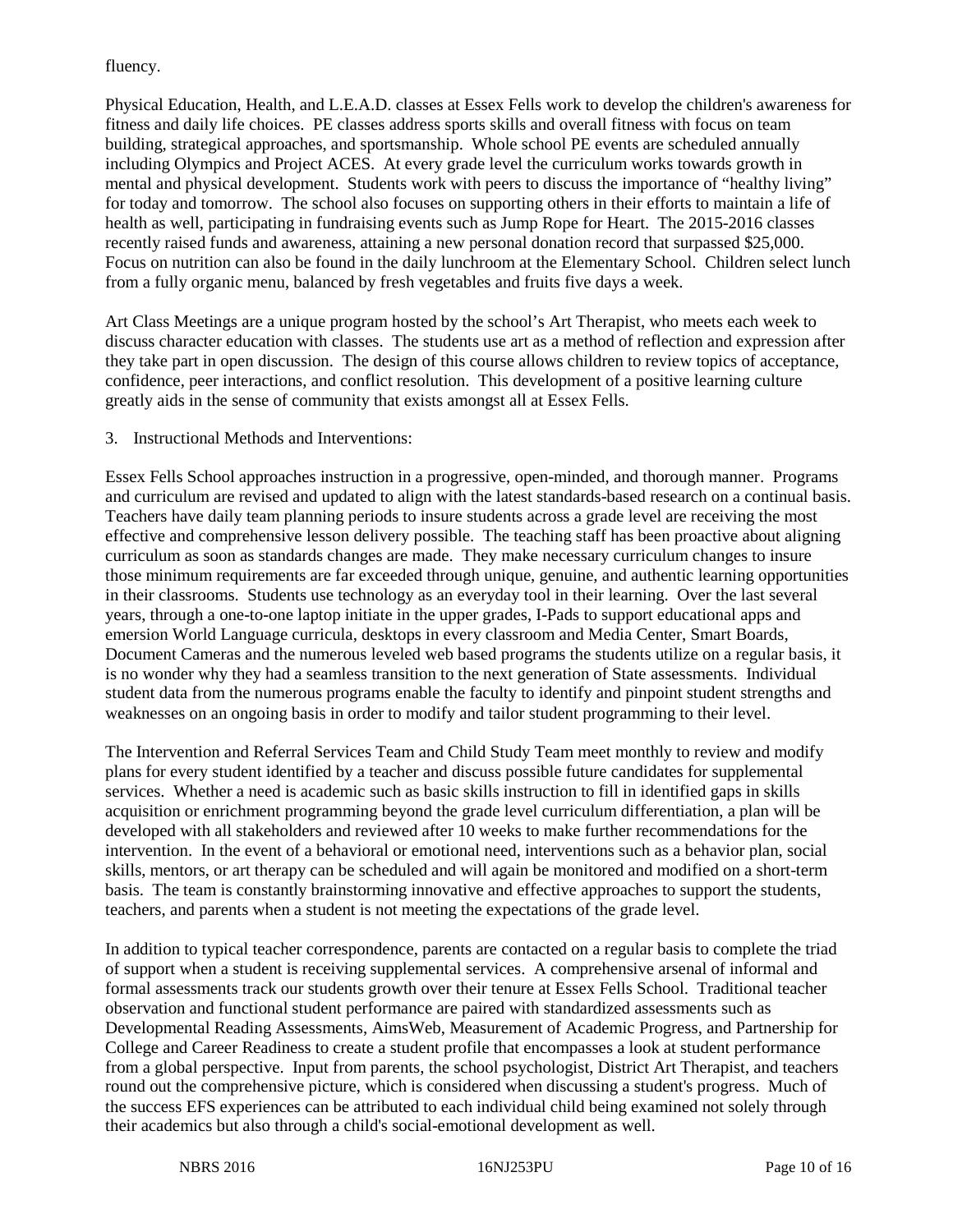fluency.

Physical Education, Health, and L.E.A.D. classes at Essex Fells work to develop the children's awareness for fitness and daily life choices. PE classes address sports skills and overall fitness with focus on team building, strategical approaches, and sportsmanship. Whole school PE events are scheduled annually including Olympics and Project ACES. At every grade level the curriculum works towards growth in mental and physical development. Students work with peers to discuss the importance of "healthy living" for today and tomorrow. The school also focuses on supporting others in their efforts to maintain a life of health as well, participating in fundraising events such as Jump Rope for Heart. The 2015-2016 classes recently raised funds and awareness, attaining a new personal donation record that surpassed $25,000. Focus on nutrition can also be found in the daily lunchroom at the Elementary School. Children select lunch from a fully organic menu, balanced by fresh vegetables and fruits five days a week.

Art Class Meetings are a unique program hosted by the school's Art Therapist, who meets each week to discuss character education with classes. The students use art as a method of reflection and expression after they take part in open discussion. The design of this course allows children to review topics of acceptance, confidence, peer interactions, and conflict resolution. This development of a positive learning culture greatly aids in the sense of community that exists amongst all at Essex Fells.

3. Instructional Methods and Interventions:

Essex Fells School approaches instruction in a progressive, open-minded, and thorough manner. Programs and curriculum are revised and updated to align with the latest standards-based research on a continual basis. Teachers have daily team planning periods to insure students across a grade level are receiving the most effective and comprehensive lesson delivery possible. The teaching staff has been proactive about aligning curriculum as soon as standards changes are made. They make necessary curriculum changes to insure those minimum requirements are far exceeded through unique, genuine, and authentic learning opportunities in their classrooms. Students use technology as an everyday tool in their learning. Over the last several years, through a one-to-one laptop initiate in the upper grades, I-Pads to support educational apps and emersion World Language curricula, desktops in every classroom and Media Center, Smart Boards, Document Cameras and the numerous leveled web based programs the students utilize on a regular basis, it is no wonder why they had a seamless transition to the next generation of State assessments. Individual student data from the numerous programs enable the faculty to identify and pinpoint student strengths and weaknesses on an ongoing basis in order to modify and tailor student programming to their level.

The Intervention and Referral Services Team and Child Study Team meet monthly to review and modify plans for every student identified by a teacher and discuss possible future candidates for supplemental services. Whether a need is academic such as basic skills instruction to fill in identified gaps in skills acquisition or enrichment programming beyond the grade level curriculum differentiation, a plan will be developed with all stakeholders and reviewed after 10 weeks to make further recommendations for the intervention. In the event of a behavioral or emotional need, interventions such as a behavior plan, social skills, mentors, or art therapy can be scheduled and will again be monitored and modified on a short-term basis. The team is constantly brainstorming innovative and effective approaches to support the students, teachers, and parents when a student is not meeting the expectations of the grade level.

In addition to typical teacher correspondence, parents are contacted on a regular basis to complete the triad of support when a student is receiving supplemental services. A comprehensive arsenal of informal and formal assessments track our students growth over their tenure at Essex Fells School. Traditional teacher observation and functional student performance are paired with standardized assessments such as Developmental Reading Assessments, AimsWeb, Measurement of Academic Progress, and Partnership for College and Career Readiness to create a student profile that encompasses a look at student performance from a global perspective. Input from parents, the school psychologist, District Art Therapist, and teachers round out the comprehensive picture, which is considered when discussing a student's progress. Much of the success EFS experiences can be attributed to each individual child being examined not solely through their academics but also through a child's social-emotional development as well.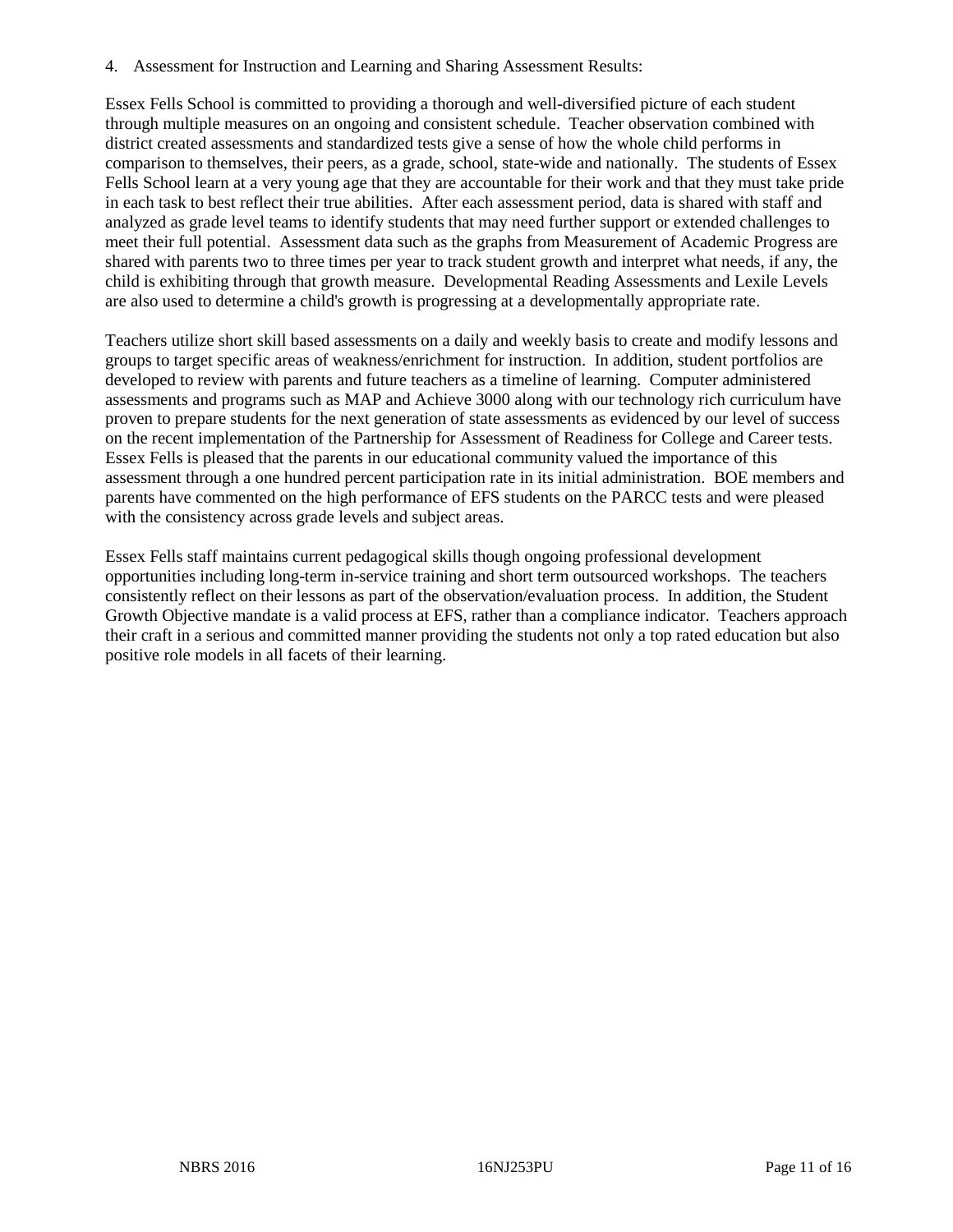4. Assessment for Instruction and Learning and Sharing Assessment Results:

Essex Fells School is committed to providing a thorough and well-diversified picture of each student through multiple measures on an ongoing and consistent schedule. Teacher observation combined with district created assessments and standardized tests give a sense of how the whole child performs in comparison to themselves, their peers, as a grade, school, state-wide and nationally. The students of Essex Fells School learn at a very young age that they are accountable for their work and that they must take pride in each task to best reflect their true abilities. After each assessment period, data is shared with staff and analyzed as grade level teams to identify students that may need further support or extended challenges to meet their full potential. Assessment data such as the graphs from Measurement of Academic Progress are shared with parents two to three times per year to track student growth and interpret what needs, if any, the child is exhibiting through that growth measure. Developmental Reading Assessments and Lexile Levels are also used to determine a child's growth is progressing at a developmentally appropriate rate.

Teachers utilize short skill based assessments on a daily and weekly basis to create and modify lessons and groups to target specific areas of weakness/enrichment for instruction. In addition, student portfolios are developed to review with parents and future teachers as a timeline of learning. Computer administered assessments and programs such as MAP and Achieve 3000 along with our technology rich curriculum have proven to prepare students for the next generation of state assessments as evidenced by our level of success on the recent implementation of the Partnership for Assessment of Readiness for College and Career tests. Essex Fells is pleased that the parents in our educational community valued the importance of this assessment through a one hundred percent participation rate in its initial administration. BOE members and parents have commented on the high performance of EFS students on the PARCC tests and were pleased with the consistency across grade levels and subject areas.

Essex Fells staff maintains current pedagogical skills though ongoing professional development opportunities including long-term in-service training and short term outsourced workshops. The teachers consistently reflect on their lessons as part of the observation/evaluation process. In addition, the Student Growth Objective mandate is a valid process at EFS, rather than a compliance indicator. Teachers approach their craft in a serious and committed manner providing the students not only a top rated education but also positive role models in all facets of their learning.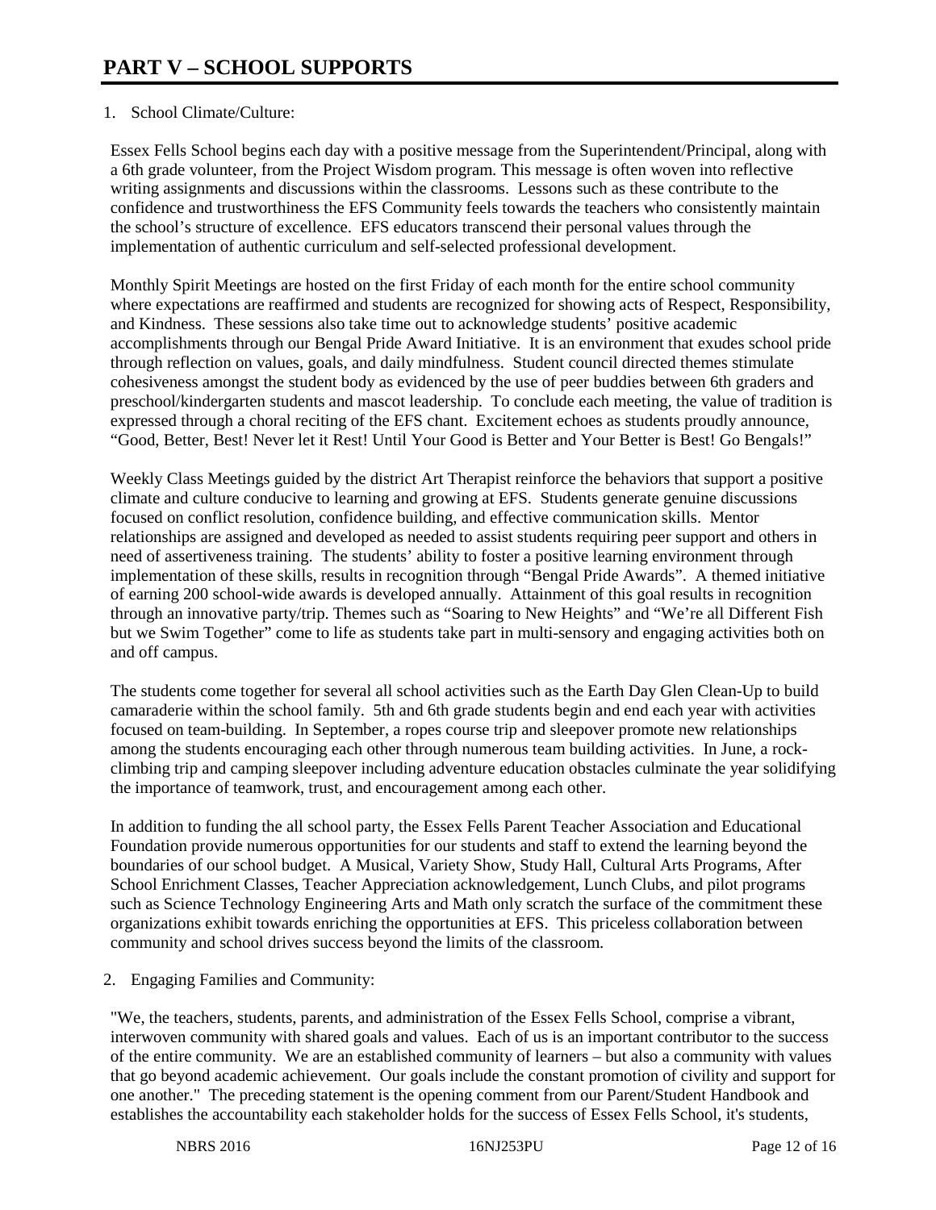# PART V – SCHOOL SUPPORTS

1. School Climate/Culture:

Essex Fells School begins each day with a positive message from the Superintendent/Principal, along with a 6th grade volunteer, from the Project Wisdom program. This message is often woven into reflective writing assignments and discussions within the classrooms. Lessons such as these contribute to the confidence and trustworthiness the EFS Community feels towards the teachers who consistently maintain the school's structure of excellence. EFS educators transcend their personal values through the implementation of authentic curriculum and self-selected professional development.

Monthly Spirit Meetings are hosted on the first Friday of each month for the entire school community where expectations are reaffirmed and students are recognized for showing acts of Respect, Responsibility, and Kindness. These sessions also take time out to acknowledge students' positive academic accomplishments through our Bengal Pride Award Initiative. It is an environment that exudes school pride through reflection on values, goals, and daily mindfulness. Student council directed themes stimulate cohesiveness amongst the student body as evidenced by the use of peer buddies between 6th graders and preschool/kindergarten students and mascot leadership. To conclude each meeting, the value of tradition is expressed through a choral reciting of the EFS chant. Excitement echoes as students proudly announce, "Good, Better, Best! Never let it Rest! Until Your Good is Better and Your Better is Best! Go Bengals!"

Weekly Class Meetings guided by the district Art Therapist reinforce the behaviors that support a positive climate and culture conducive to learning and growing at EFS. Students generate genuine discussions focused on conflict resolution, confidence building, and effective communication skills. Mentor relationships are assigned and developed as needed to assist students requiring peer support and others in need of assertiveness training. The students' ability to foster a positive learning environment through implementation of these skills, results in recognition through "Bengal Pride Awards". A themed initiative of earning 200 school-wide awards is developed annually. Attainment of this goal results in recognition through an innovative party/trip. Themes such as "Soaring to New Heights" and "We're all Different Fish but we Swim Together" come to life as students take part in multi-sensory and engaging activities both on and off campus.

The students come together for several all school activities such as the Earth Day Glen Clean-Up to build camaraderie within the school family. 5th and 6th grade students begin and end each year with activities focused on team-building. In September, a ropes course trip and sleepover promote new relationships among the students encouraging each other through numerous team building activities. In June, a rock-climbing trip and camping sleepover including adventure education obstacles culminate the year solidifying the importance of teamwork, trust, and encouragement among each other.

In addition to funding the all school party, the Essex Fells Parent Teacher Association and Educational Foundation provide numerous opportunities for our students and staff to extend the learning beyond the boundaries of our school budget. A Musical, Variety Show, Study Hall, Cultural Arts Programs, After School Enrichment Classes, Teacher Appreciation acknowledgement, Lunch Clubs, and pilot programs such as Science Technology Engineering Arts and Math only scratch the surface of the commitment these organizations exhibit towards enriching the opportunities at EFS. This priceless collaboration between community and school drives success beyond the limits of the classroom.

2. Engaging Families and Community:

"We, the teachers, students, parents, and administration of the Essex Fells School, comprise a vibrant, interwoven community with shared goals and values. Each of us is an important contributor to the success of the entire community. We are an established community of learners – but also a community with values that go beyond academic achievement. Our goals include the constant promotion of civility and support for one another." The preceding statement is the opening comment from our Parent/Student Handbook and establishes the accountability each stakeholder holds for the success of Essex Fells School, it's students,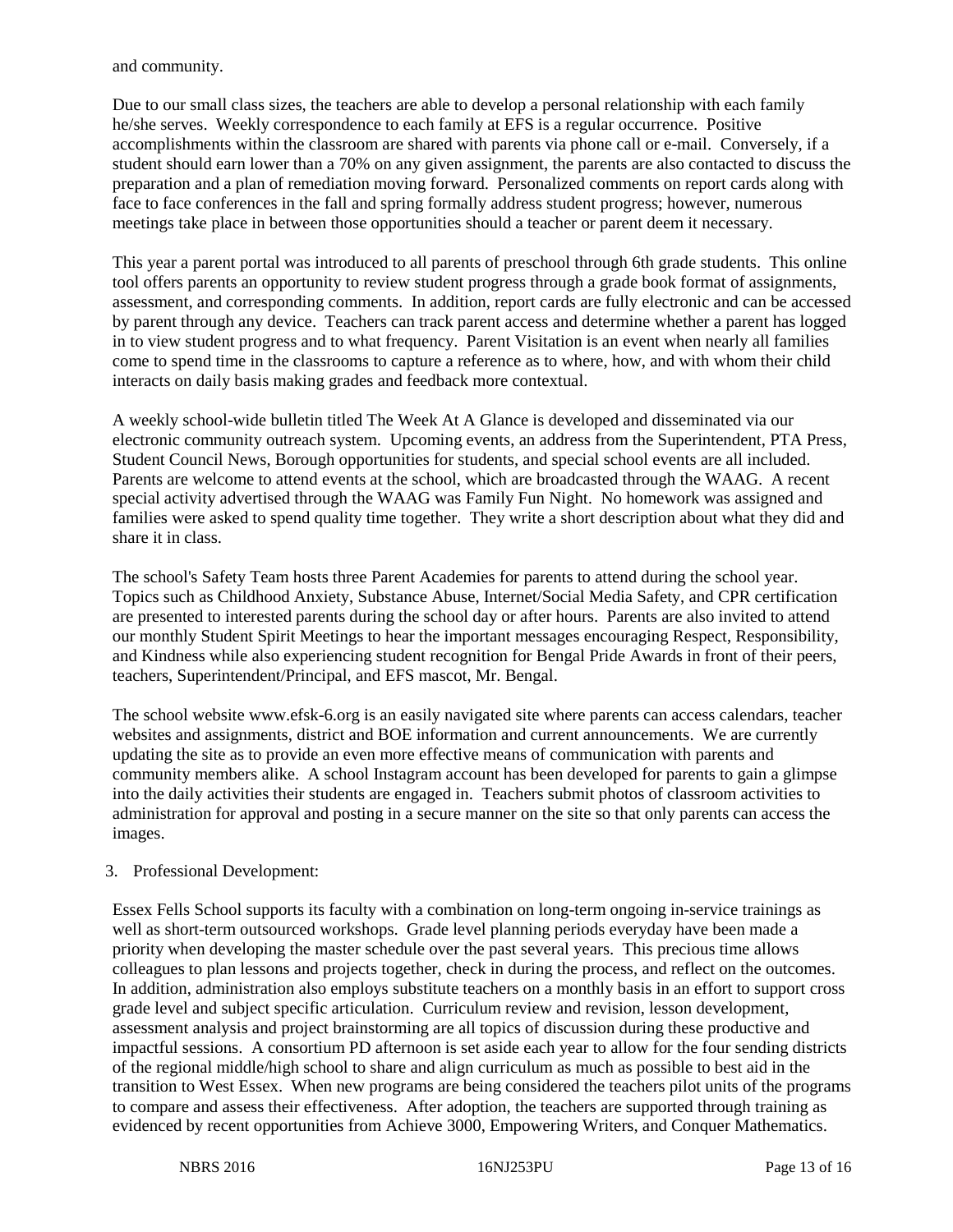and community.

Due to our small class sizes, the teachers are able to develop a personal relationship with each family he/she serves. Weekly correspondence to each family at EFS is a regular occurrence. Positive accomplishments within the classroom are shared with parents via phone call or e-mail. Conversely, if a student should earn lower than a 70% on any given assignment, the parents are also contacted to discuss the preparation and a plan of remediation moving forward. Personalized comments on report cards along with face to face conferences in the fall and spring formally address student progress; however, numerous meetings take place in between those opportunities should a teacher or parent deem it necessary.

This year a parent portal was introduced to all parents of preschool through 6th grade students. This online tool offers parents an opportunity to review student progress through a grade book format of assignments, assessment, and corresponding comments. In addition, report cards are fully electronic and can be accessed by parent through any device. Teachers can track parent access and determine whether a parent has logged in to view student progress and to what frequency. Parent Visitation is an event when nearly all families come to spend time in the classrooms to capture a reference as to where, how, and with whom their child interacts on daily basis making grades and feedback more contextual.

A weekly school-wide bulletin titled The Week At A Glance is developed and disseminated via our electronic community outreach system. Upcoming events, an address from the Superintendent, PTA Press, Student Council News, Borough opportunities for students, and special school events are all included. Parents are welcome to attend events at the school, which are broadcasted through the WAAG. A recent special activity advertised through the WAAG was Family Fun Night. No homework was assigned and families were asked to spend quality time together. They write a short description about what they did and share it in class.

The school's Safety Team hosts three Parent Academies for parents to attend during the school year. Topics such as Childhood Anxiety, Substance Abuse, Internet/Social Media Safety, and CPR certification are presented to interested parents during the school day or after hours. Parents are also invited to attend our monthly Student Spirit Meetings to hear the important messages encouraging Respect, Responsibility, and Kindness while also experiencing student recognition for Bengal Pride Awards in front of their peers, teachers, Superintendent/Principal, and EFS mascot, Mr. Bengal.

The school website www.efsk-6.org is an easily navigated site where parents can access calendars, teacher websites and assignments, district and BOE information and current announcements. We are currently updating the site as to provide an even more effective means of communication with parents and community members alike. A school Instagram account has been developed for parents to gain a glimpse into the daily activities their students are engaged in. Teachers submit photos of classroom activities to administration for approval and posting in a secure manner on the site so that only parents can access the images.

3. Professional Development:

Essex Fells School supports its faculty with a combination on long-term ongoing in-service trainings as well as short-term outsourced workshops. Grade level planning periods everyday have been made a priority when developing the master schedule over the past several years. This precious time allows colleagues to plan lessons and projects together, check in during the process, and reflect on the outcomes. In addition, administration also employs substitute teachers on a monthly basis in an effort to support cross grade level and subject specific articulation. Curriculum review and revision, lesson development, assessment analysis and project brainstorming are all topics of discussion during these productive and impactful sessions. A consortium PD afternoon is set aside each year to allow for the four sending districts of the regional middle/high school to share and align curriculum as much as possible to best aid in the transition to West Essex. When new programs are being considered the teachers pilot units of the programs to compare and assess their effectiveness. After adoption, the teachers are supported through training as evidenced by recent opportunities from Achieve 3000, Empowering Writers, and Conquer Mathematics.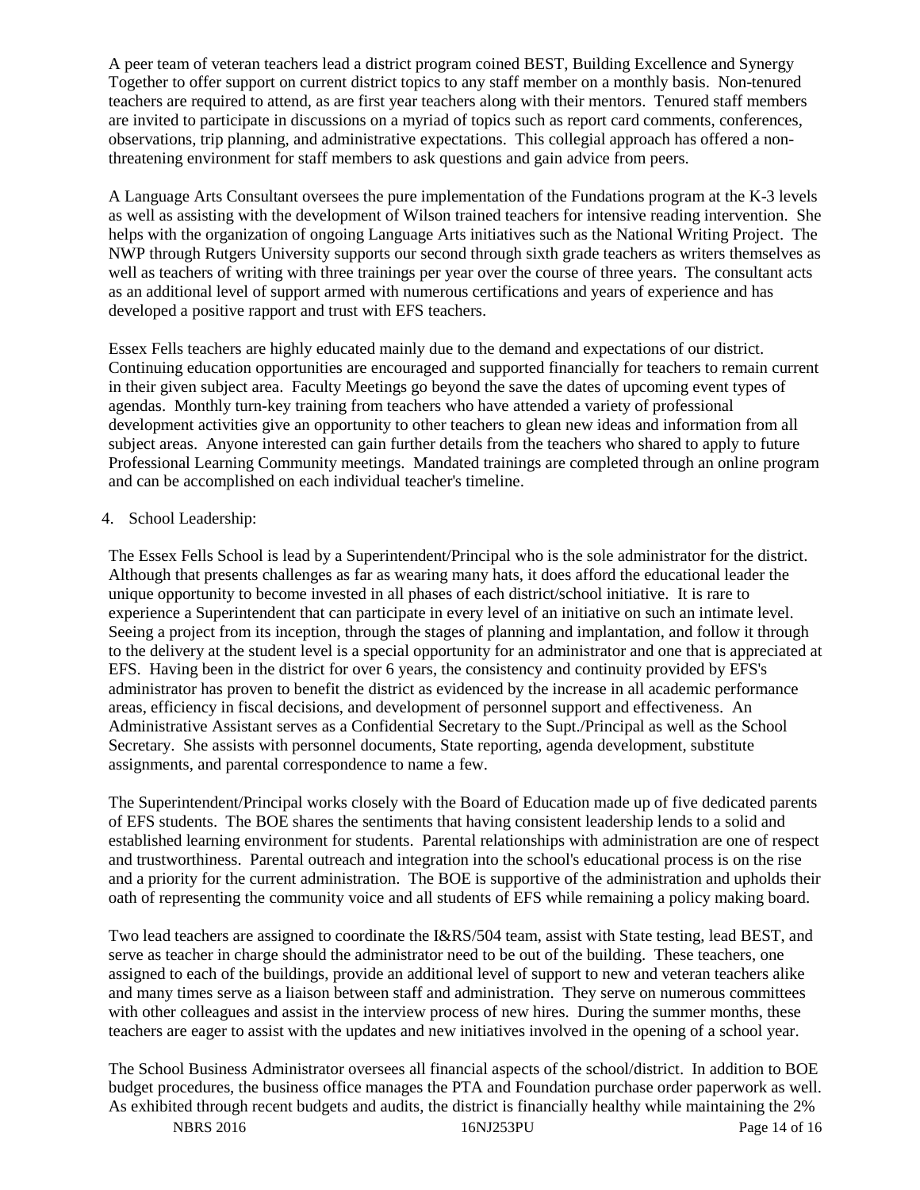A peer team of veteran teachers lead a district program coined BEST, Building Excellence and Synergy Together to offer support on current district topics to any staff member on a monthly basis. Non-tenured teachers are required to attend, as are first year teachers along with their mentors. Tenured staff members are invited to participate in discussions on a myriad of topics such as report card comments, conferences, observations, trip planning, and administrative expectations. This collegial approach has offered a non-threatening environment for staff members to ask questions and gain advice from peers.

A Language Arts Consultant oversees the pure implementation of the Fundations program at the K-3 levels as well as assisting with the development of Wilson trained teachers for intensive reading intervention. She helps with the organization of ongoing Language Arts initiatives such as the National Writing Project. The NWP through Rutgers University supports our second through sixth grade teachers as writers themselves as well as teachers of writing with three trainings per year over the course of three years. The consultant acts as an additional level of support armed with numerous certifications and years of experience and has developed a positive rapport and trust with EFS teachers.

Essex Fells teachers are highly educated mainly due to the demand and expectations of our district. Continuing education opportunities are encouraged and supported financially for teachers to remain current in their given subject area. Faculty Meetings go beyond the save the dates of upcoming event types of agendas. Monthly turn-key training from teachers who have attended a variety of professional development activities give an opportunity to other teachers to glean new ideas and information from all subject areas. Anyone interested can gain further details from the teachers who shared to apply to future Professional Learning Community meetings. Mandated trainings are completed through an online program and can be accomplished on each individual teacher's timeline.

4. School Leadership:

The Essex Fells School is lead by a Superintendent/Principal who is the sole administrator for the district. Although that presents challenges as far as wearing many hats, it does afford the educational leader the unique opportunity to become invested in all phases of each district/school initiative. It is rare to experience a Superintendent that can participate in every level of an initiative on such an intimate level. Seeing a project from its inception, through the stages of planning and implantation, and follow it through to the delivery at the student level is a special opportunity for an administrator and one that is appreciated at EFS. Having been in the district for over 6 years, the consistency and continuity provided by EFS's administrator has proven to benefit the district as evidenced by the increase in all academic performance areas, efficiency in fiscal decisions, and development of personnel support and effectiveness. An Administrative Assistant serves as a Confidential Secretary to the Supt./Principal as well as the School Secretary. She assists with personnel documents, State reporting, agenda development, substitute assignments, and parental correspondence to name a few.

The Superintendent/Principal works closely with the Board of Education made up of five dedicated parents of EFS students. The BOE shares the sentiments that having consistent leadership lends to a solid and established learning environment for students. Parental relationships with administration are one of respect and trustworthiness. Parental outreach and integration into the school's educational process is on the rise and a priority for the current administration. The BOE is supportive of the administration and upholds their oath of representing the community voice and all students of EFS while remaining a policy making board.

Two lead teachers are assigned to coordinate the I&RS/504 team, assist with State testing, lead BEST, and serve as teacher in charge should the administrator need to be out of the building. These teachers, one assigned to each of the buildings, provide an additional level of support to new and veteran teachers alike and many times serve as a liaison between staff and administration. They serve on numerous committees with other colleagues and assist in the interview process of new hires. During the summer months, these teachers are eager to assist with the updates and new initiatives involved in the opening of a school year.

The School Business Administrator oversees all financial aspects of the school/district. In addition to BOE budget procedures, the business office manages the PTA and Foundation purchase order paperwork as well. As exhibited through recent budgets and audits, the district is financially healthy while maintaining the 2%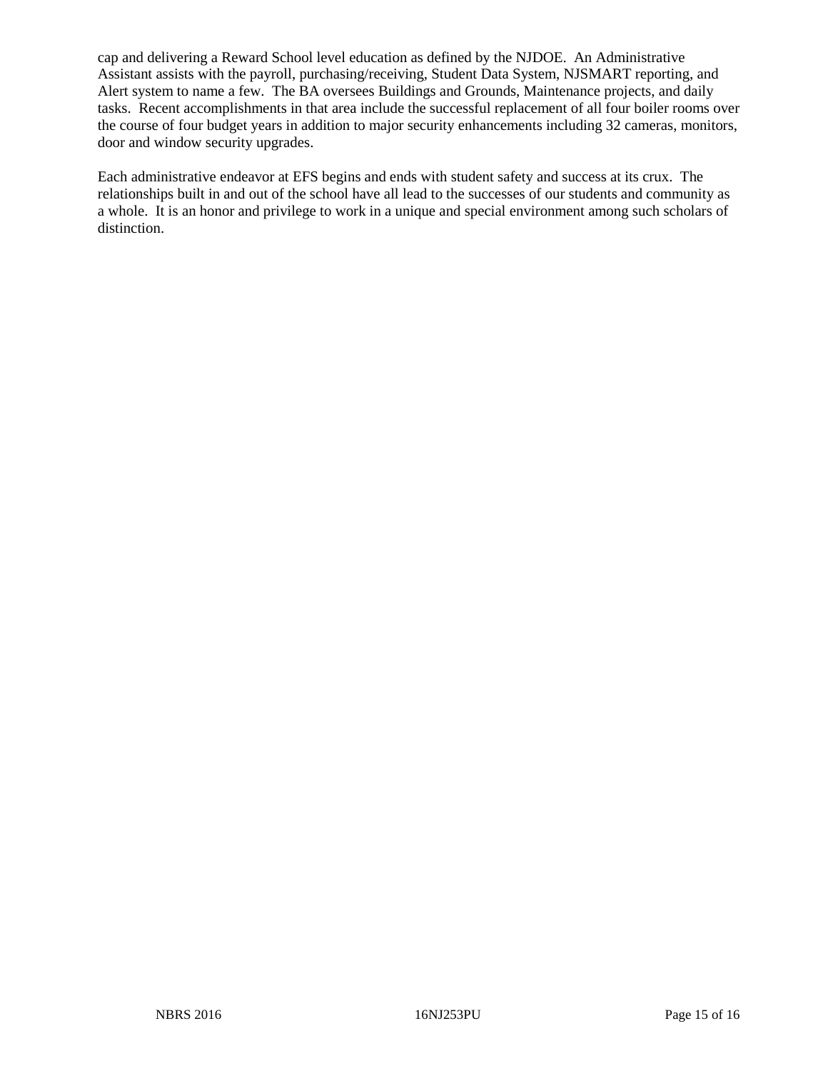cap and delivering a Reward School level education as defined by the NJDOE. An Administrative Assistant assists with the payroll, purchasing/receiving, Student Data System, NJSMART reporting, and Alert system to name a few. The BA oversees Buildings and Grounds, Maintenance projects, and daily tasks. Recent accomplishments in that area include the successful replacement of all four boiler rooms over the course of four budget years in addition to major security enhancements including 32 cameras, monitors, door and window security upgrades.

Each administrative endeavor at EFS begins and ends with student safety and success at its crux. The relationships built in and out of the school have all lead to the successes of our students and community as a whole. It is an honor and privilege to work in a unique and special environment among such scholars of distinction.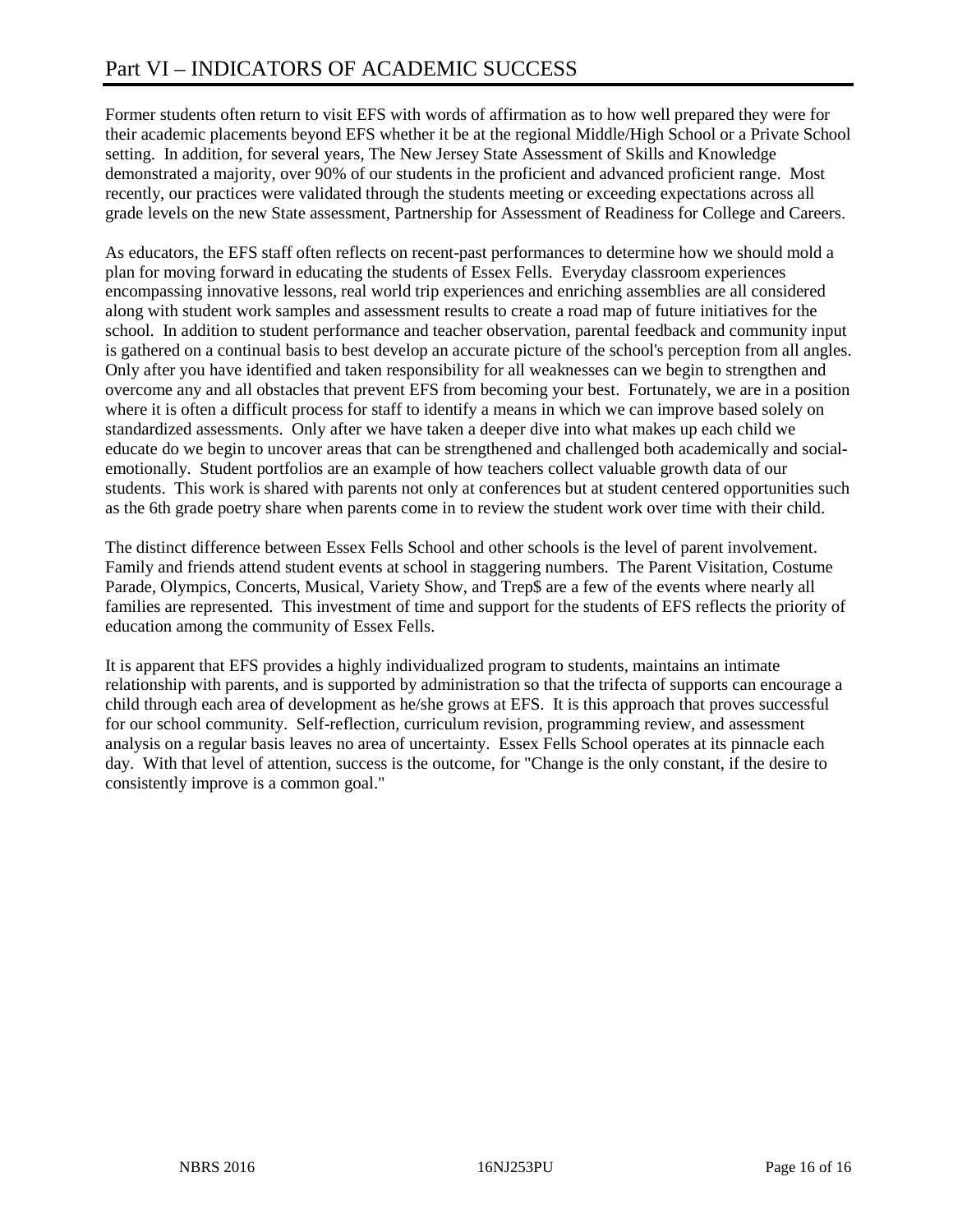# Part VI – INDICATORS OF ACADEMIC SUCCESS

Former students often return to visit EFS with words of affirmation as to how well prepared they were for their academic placements beyond EFS whether it be at the regional Middle/High School or a Private School setting. In addition, for several years, The New Jersey State Assessment of Skills and Knowledge demonstrated a majority, over 90% of our students in the proficient and advanced proficient range. Most recently, our practices were validated through the students meeting or exceeding expectations across all grade levels on the new State assessment, Partnership for Assessment of Readiness for College and Careers.

As educators, the EFS staff often reflects on recent-past performances to determine how we should mold a plan for moving forward in educating the students of Essex Fells. Everyday classroom experiences encompassing innovative lessons, real world trip experiences and enriching assemblies are all considered along with student work samples and assessment results to create a road map of future initiatives for the school. In addition to student performance and teacher observation, parental feedback and community input is gathered on a continual basis to best develop an accurate picture of the school's perception from all angles. Only after you have identified and taken responsibility for all weaknesses can we begin to strengthen and overcome any and all obstacles that prevent EFS from becoming your best. Fortunately, we are in a position where it is often a difficult process for staff to identify a means in which we can improve based solely on standardized assessments. Only after we have taken a deeper dive into what makes up each child we educate do we begin to uncover areas that can be strengthened and challenged both academically and social-emotionally. Student portfolios are an example of how teachers collect valuable growth data of our students. This work is shared with parents not only at conferences but at student centered opportunities such as the 6th grade poetry share when parents come in to review the student work over time with their child.

The distinct difference between Essex Fells School and other schools is the level of parent involvement. Family and friends attend student events at school in staggering numbers. The Parent Visitation, Costume Parade, Olympics, Concerts, Musical, Variety Show, and Trep$ are a few of the events where nearly all families are represented. This investment of time and support for the students of EFS reflects the priority of education among the community of Essex Fells.

It is apparent that EFS provides a highly individualized program to students, maintains an intimate relationship with parents, and is supported by administration so that the trifecta of supports can encourage a child through each area of development as he/she grows at EFS. It is this approach that proves successful for our school community. Self-reflection, curriculum revision, programming review, and assessment analysis on a regular basis leaves no area of uncertainty. Essex Fells School operates at its pinnacle each day. With that level of attention, success is the outcome, for "Change is the only constant, if the desire to consistently improve is a common goal."